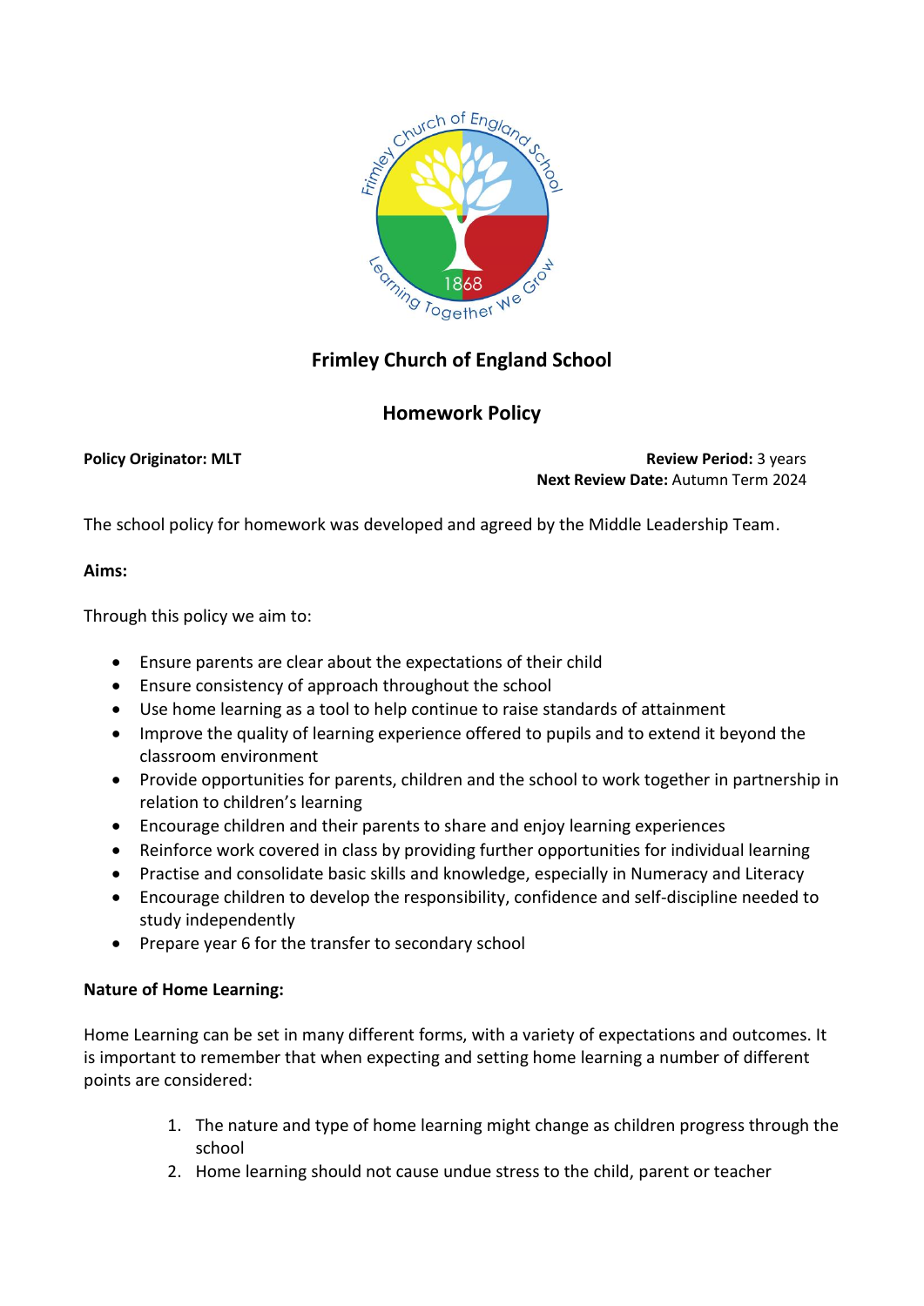# Frimley Church of England School

## Homework Policy

**Policy Originator: MLT**

**Review Period:** 3 years
**Next Review Date:** Autumn Term 2024

The school policy for homework was developed and agreed by the Middle Leadership Team.

**Aims:**

Through this policy we aim to:

- Ensure parents are clear about the expectations of their child
- Ensure consistency of approach throughout the school
- Use home learning as a tool to help continue to raise standards of attainment
- Improve the quality of learning experience offered to pupils and to extend it beyond the classroom environment
- Provide opportunities for parents, children and the school to work together in partnership in relation to children's learning
- Encourage children and their parents to share and enjoy learning experiences
- Reinforce work covered in class by providing further opportunities for individual learning
- Practise and consolidate basic skills and knowledge, especially in Numeracy and Literacy
- Encourage children to develop the responsibility, confidence and self-discipline needed to study independently
- Prepare year 6 for the transfer to secondary school

**Nature of Home Learning:**

Home Learning can be set in many different forms, with a variety of expectations and outcomes. It is important to remember that when expecting and setting home learning a number of different points are considered:

1. The nature and type of home learning might change as children progress through the school
2. Home learning should not cause undue stress to the child, parent or teacher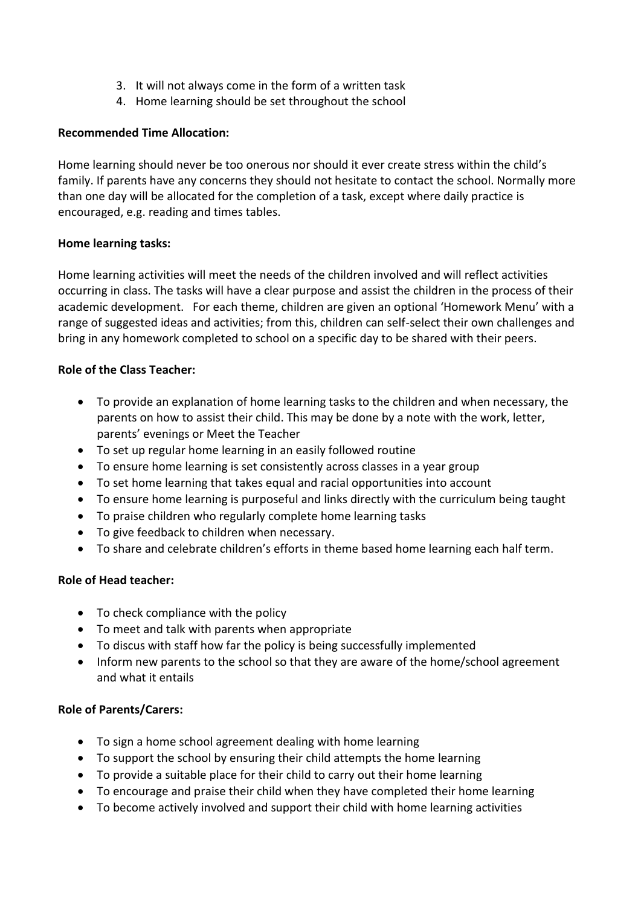3. It will not always come in the form of a written task
4. Home learning should be set throughout the school

**Recommended Time Allocation:**

Home learning should never be too onerous nor should it ever create stress within the child's family. If parents have any concerns they should not hesitate to contact the school. Normally more than one day will be allocated for the completion of a task, except where daily practice is encouraged, e.g. reading and times tables.

**Home learning tasks:**

Home learning activities will meet the needs of the children involved and will reflect activities occurring in class. The tasks will have a clear purpose and assist the children in the process of their academic development. For each theme, children are given an optional 'Homework Menu' with a range of suggested ideas and activities; from this, children can self-select their own challenges and bring in any homework completed to school on a specific day to be shared with their peers.

**Role of the Class Teacher:**

- To provide an explanation of home learning tasks to the children and when necessary, the parents on how to assist their child. This may be done by a note with the work, letter, parents' evenings or Meet the Teacher
- To set up regular home learning in an easily followed routine
- To ensure home learning is set consistently across classes in a year group
- To set home learning that takes equal and racial opportunities into account
- To ensure home learning is purposeful and links directly with the curriculum being taught
- To praise children who regularly complete home learning tasks
- To give feedback to children when necessary.
- To share and celebrate children's efforts in theme based home learning each half term.

**Role of Head teacher:**

- To check compliance with the policy
- To meet and talk with parents when appropriate
- To discus with staff how far the policy is being successfully implemented
- Inform new parents to the school so that they are aware of the home/school agreement and what it entails

**Role of Parents/Carers:**

- To sign a home school agreement dealing with home learning
- To support the school by ensuring their child attempts the home learning
- To provide a suitable place for their child to carry out their home learning
- To encourage and praise their child when they have completed their home learning
- To become actively involved and support their child with home learning activities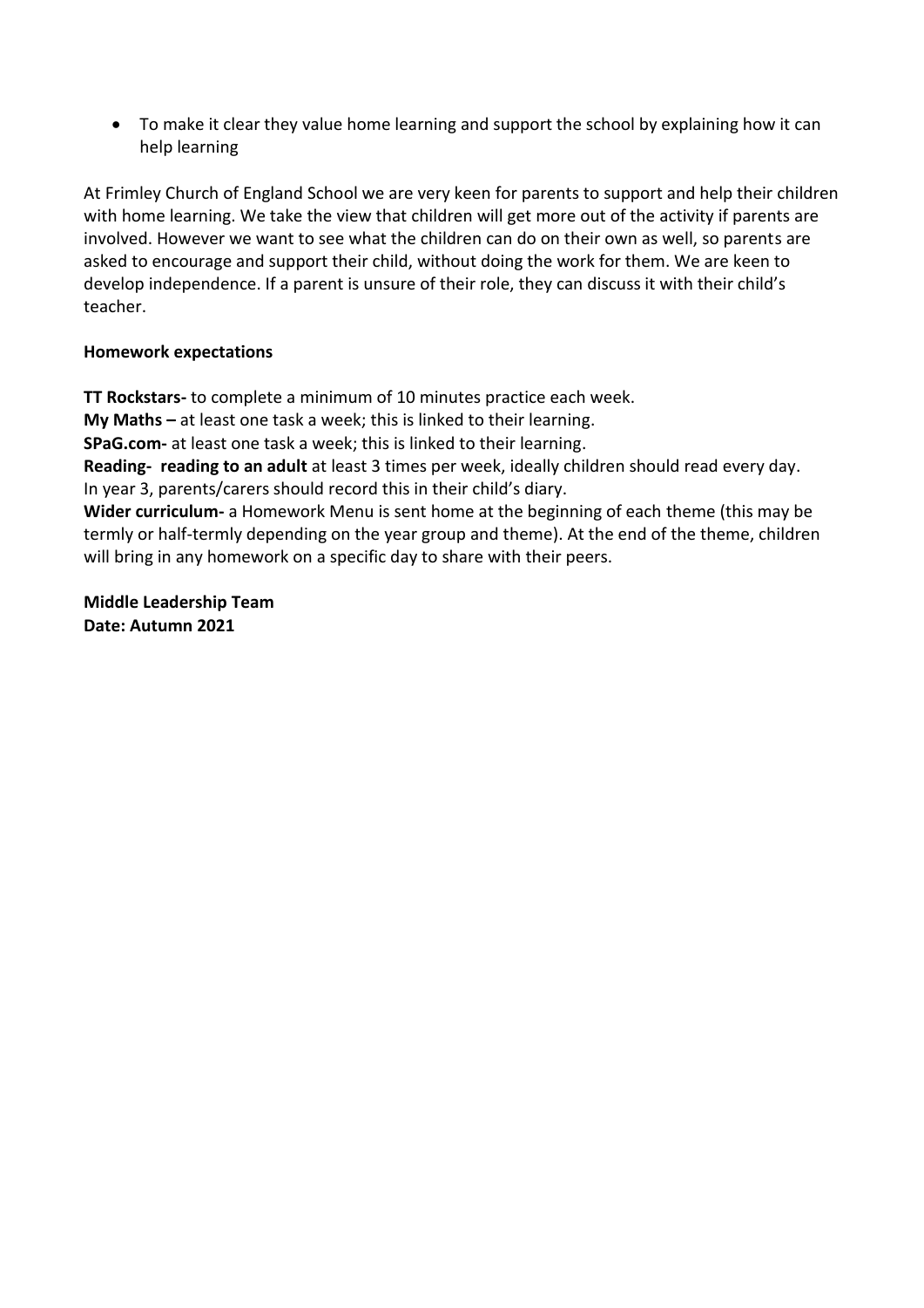- To make it clear they value home learning and support the school by explaining how it can help learning

At Frimley Church of England School we are very keen for parents to support and help their children with home learning. We take the view that children will get more out of the activity if parents are involved. However we want to see what the children can do on their own as well, so parents are asked to encourage and support their child, without doing the work for them. We are keen to develop independence. If a parent is unsure of their role, they can discuss it with their child's teacher.

**Homework expectations**

**TT Rockstars-** to complete a minimum of 10 minutes practice each week.
**My Maths –** at least one task a week; this is linked to their learning.
**SPaG.com-** at least one task a week; this is linked to their learning.
**Reading- reading to an adult** at least 3 times per week, ideally children should read every day. In year 3, parents/carers should record this in their child's diary.
**Wider curriculum-** a Homework Menu is sent home at the beginning of each theme (this may be termly or half-termly depending on the year group and theme). At the end of the theme, children will bring in any homework on a specific day to share with their peers.

**Middle Leadership Team**
**Date: Autumn 2021**